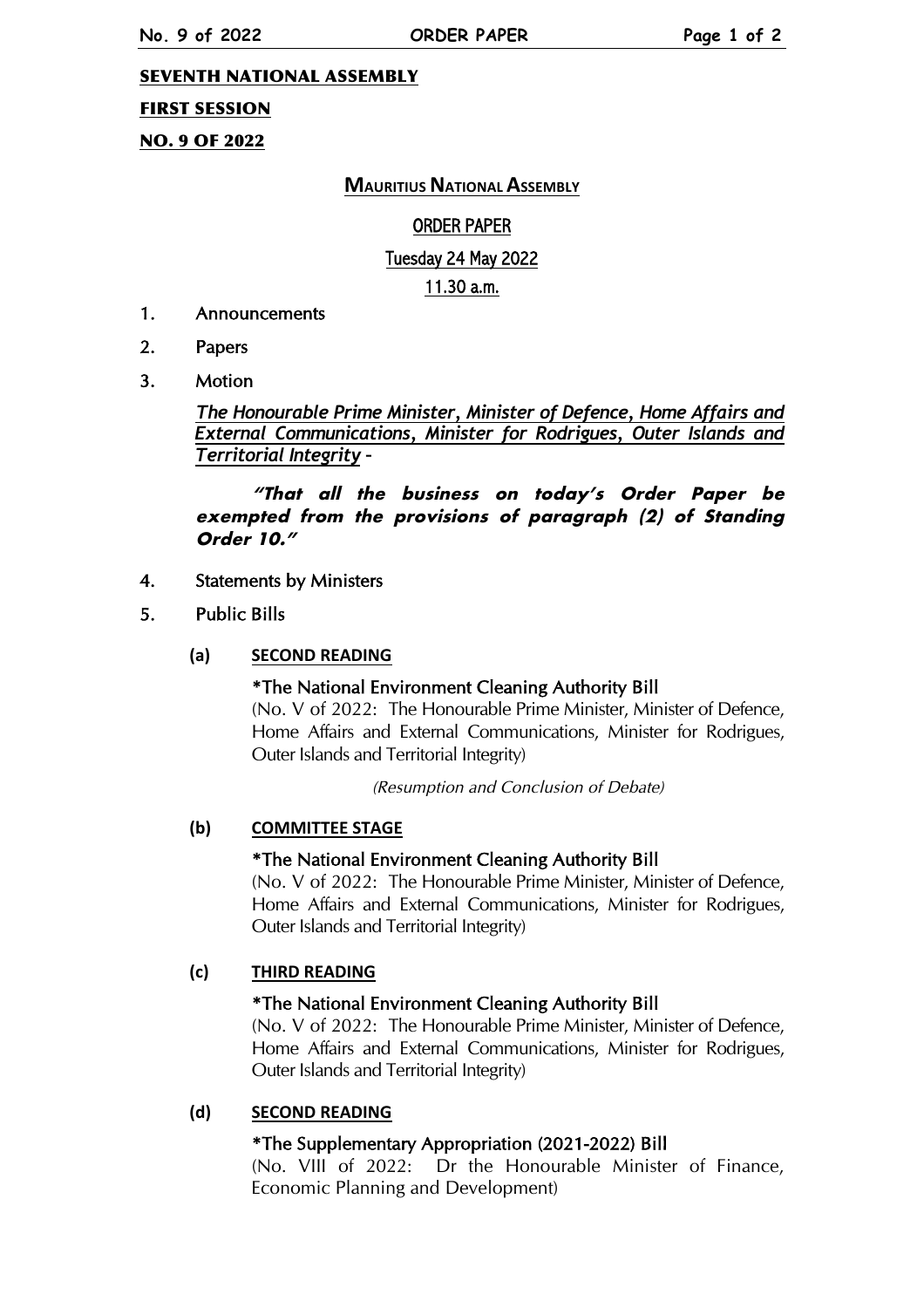**SEVENTH NATIONAL ASSEMBLY**

**FIRST SESSION**

**NO. 9 OF 2022**

# MAURITIUS NATIONAL ASSEMBLY

## ORDER PAPER

### Tuesday 24 May 2022

### 11.30 a.m.

1. Announcements

2. Papers

3. Motion

   ***The Honourable Prime Minister, Minister of Defence, Home Affairs and External Communications, Minister for Rodrigues, Outer Islands and Territorial Integrity*** –

   ***"That all the business on today's Order Paper be exempted from the provisions of paragraph (2) of Standing Order 10."***

4. Statements by Ministers

5. Public Bills

   **(a) SECOND READING**

   *The National Environment Cleaning Authority Bill
   (No. V of 2022: The Honourable Prime Minister, Minister of Defence, Home Affairs and External Communications, Minister for Rodrigues, Outer Islands and Territorial Integrity)

   *(Resumption and Conclusion of Debate)*

   **(b) COMMITTEE STAGE**

   *The National Environment Cleaning Authority Bill
   (No. V of 2022: The Honourable Prime Minister, Minister of Defence, Home Affairs and External Communications, Minister for Rodrigues, Outer Islands and Territorial Integrity)

   **(c) THIRD READING**

   *The National Environment Cleaning Authority Bill
   (No. V of 2022: The Honourable Prime Minister, Minister of Defence, Home Affairs and External Communications, Minister for Rodrigues, Outer Islands and Territorial Integrity)

   **(d) SECOND READING**

   *The Supplementary Appropriation (2021-2022) Bill
   (No. VIII of 2022: Dr the Honourable Minister of Finance, Economic Planning and Development)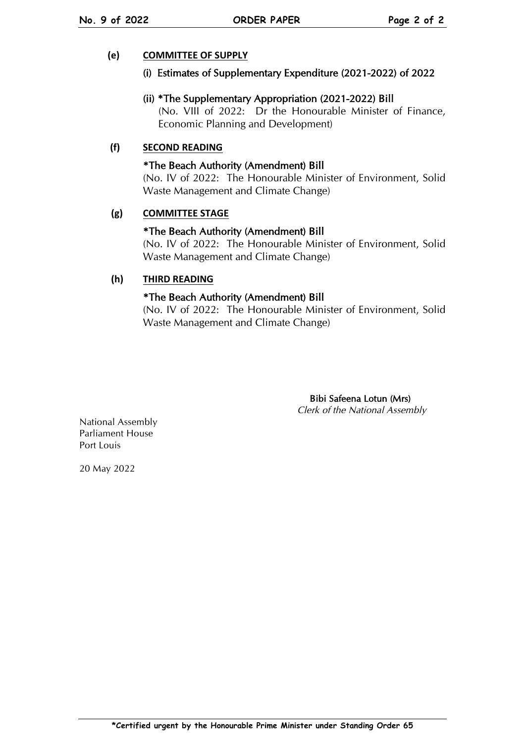**(e) COMMITTEE OF SUPPLY**

(i) Estimates of Supplementary Expenditure (2021-2022) of 2022

(ii) *The Supplementary Appropriation (2021-2022) Bill
(No. VIII of 2022: Dr the Honourable Minister of Finance, Economic Planning and Development)

**(f) SECOND READING**

*The Beach Authority (Amendment) Bill
(No. IV of 2022: The Honourable Minister of Environment, Solid Waste Management and Climate Change)

**(g) COMMITTEE STAGE**

*The Beach Authority (Amendment) Bill
(No. IV of 2022: The Honourable Minister of Environment, Solid Waste Management and Climate Change)

**(h) THIRD READING**

*The Beach Authority (Amendment) Bill
(No. IV of 2022: The Honourable Minister of Environment, Solid Waste Management and Climate Change)

Bibi Safeena Lotun (Mrs)
*Clerk of the National Assembly*

National Assembly
Parliament House
Port Louis

20 May 2022

**\*Certified urgent by the Honourable Prime Minister under Standing Order 65**